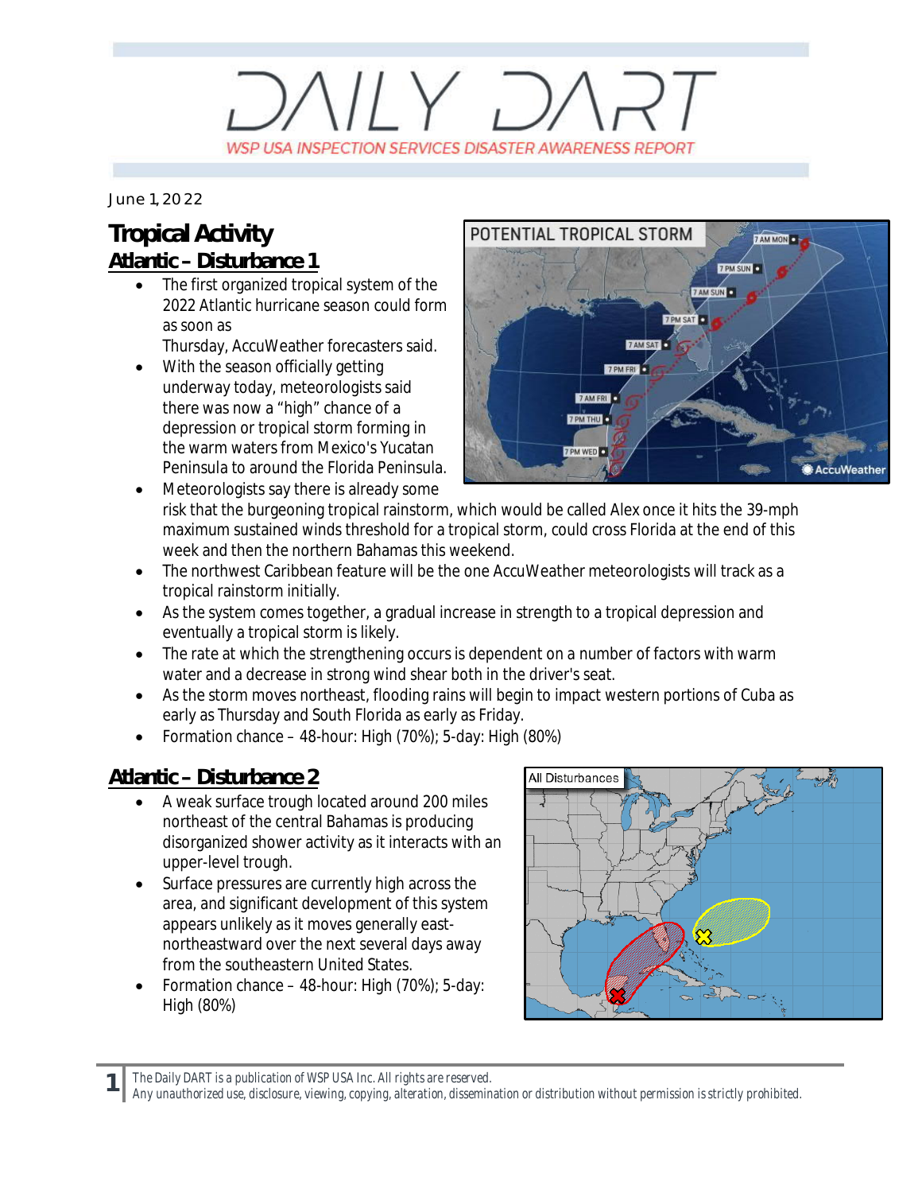# DAILY DART

WSP USA INSPECTION SERVICES DISASTER AWARENESS REPORT

June 1, 2022

## Tropical Activity

### Atlantic – Disturbance 1

- The first organized tropical system of the 2022 Atlantic hurricane season could form as soon as Thursday, AccuWeather forecasters said.
- With the season officially getting underway today, meteorologists said there was now a "high" chance of a depression or tropical storm forming in the warm waters from Mexico's Yucatan Peninsula to around the Florida Peninsula.
- Meteorologists say there is already some risk that the burgeoning tropical rainstorm, which would be called Alex once it hits the 39-mph maximum sustained winds threshold for a tropical storm, could cross Florida at the end of this week and then the northern Bahamas this weekend.
- The northwest Caribbean feature will be the one AccuWeather meteorologists will track as a tropical rainstorm initially.
- As the system comes together, a gradual increase in strength to a tropical depression and eventually a tropical storm is likely.
- The rate at which the strengthening occurs is dependent on a number of factors with warm water and a decrease in strong wind shear both in the driver's seat.
- As the storm moves northeast, flooding rains will begin to impact western portions of Cuba as early as Thursday and South Florida as early as Friday.
- Formation chance – 48-hour: High (70%); 5-day: High (80%)

### Atlantic – Disturbance 2

- A weak surface trough located around 200 miles northeast of the central Bahamas is producing disorganized shower activity as it interacts with an upper-level trough.
- Surface pressures are currently high across the area, and significant development of this system appears unlikely as it moves generally east-northeastward over the next several days away from the southeastern United States.
- Formation chance – 48-hour: High (70%); 5-day: High (80%)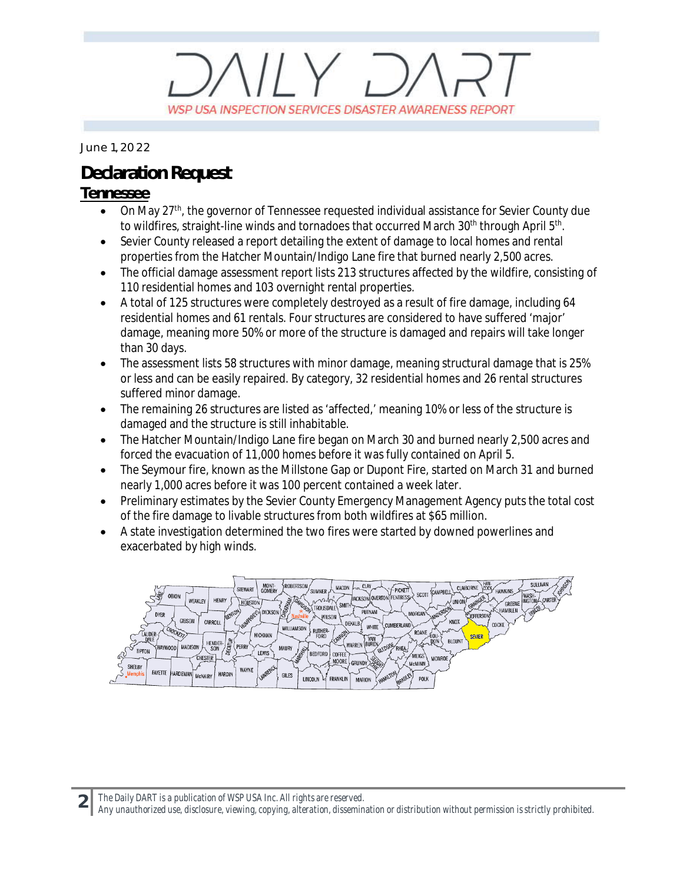June 1, 2022

## Declaration Request

### Tennessee

- On May 27th, the governor of Tennessee requested individual assistance for Sevier County due to wildfires, straight-line winds and tornadoes that occurred March 30th through April 5th.
- Sevier County released a report detailing the extent of damage to local homes and rental properties from the Hatcher Mountain/Indigo Lane fire that burned nearly 2,500 acres.
- The official damage assessment report lists 213 structures affected by the wildfire, consisting of 110 residential homes and 103 overnight rental properties.
- A total of 125 structures were completely destroyed as a result of fire damage, including 64 residential homes and 61 rentals. Four structures are considered to have suffered 'major' damage, meaning more 50% or more of the structure is damaged and repairs will take longer than 30 days.
- The assessment lists 58 structures with minor damage, meaning structural damage that is 25% or less and can be easily repaired. By category, 32 residential homes and 26 rental structures suffered minor damage.
- The remaining 26 structures are listed as 'affected,' meaning 10% or less of the structure is damaged and the structure is still inhabitable.
- The Hatcher Mountain/Indigo Lane fire began on March 30 and burned nearly 2,500 acres and forced the evacuation of 11,000 homes before it was fully contained on April 5.
- The Seymour fire, known as the Millstone Gap or Dupont Fire, started on March 31 and burned nearly 1,000 acres before it was 100 percent contained a week later.
- Preliminary estimates by the Sevier County Emergency Management Agency puts the total cost of the fire damage to livable structures from both wildfires at $65 million.
- A state investigation determined the two fires were started by downed powerlines and exacerbated by high winds.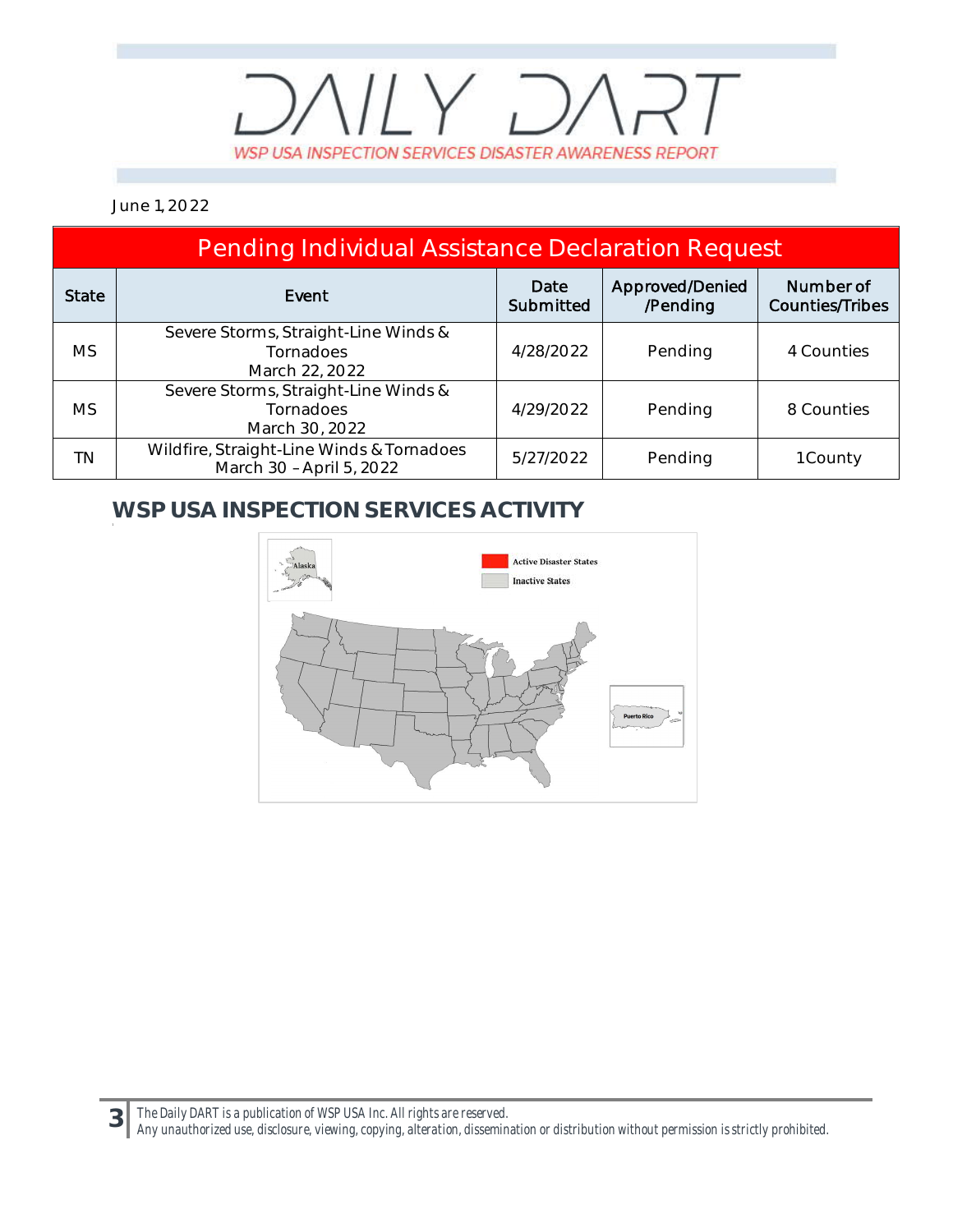# DAILY DART

WSP USA INSPECTION SERVICES DISASTER AWARENESS REPORT

June 1, 2022

## Pending Individual Assistance Declaration Request

| State | Event | Date Submitted | Approved/Denied /Pending | Number of Counties/Tribes |
|---|---|---|---|---|
| MS | Severe Storms, Straight-Line Winds & Tornadoes March 22, 2022 | 4/28/2022 | Pending | 4 Counties |
| MS | Severe Storms, Straight-Line Winds & Tornadoes March 30, 2022 | 4/29/2022 | Pending | 8 Counties |
| TN | Wildfire, Straight-Line Winds & Tornadoes March 30 – April 5, 2022 | 5/27/2022 | Pending | 1 County |

## WSP USA INSPECTION SERVICES ACTIVITY

Active Disaster States

Inactive States

Alaska

Puerto Rico

The Daily DART is a publication of WSP USA Inc. All rights are reserved.
Any unauthorized use, disclosure, viewing, copying, alteration, dissemination or distribution without permission is strictly prohibited.